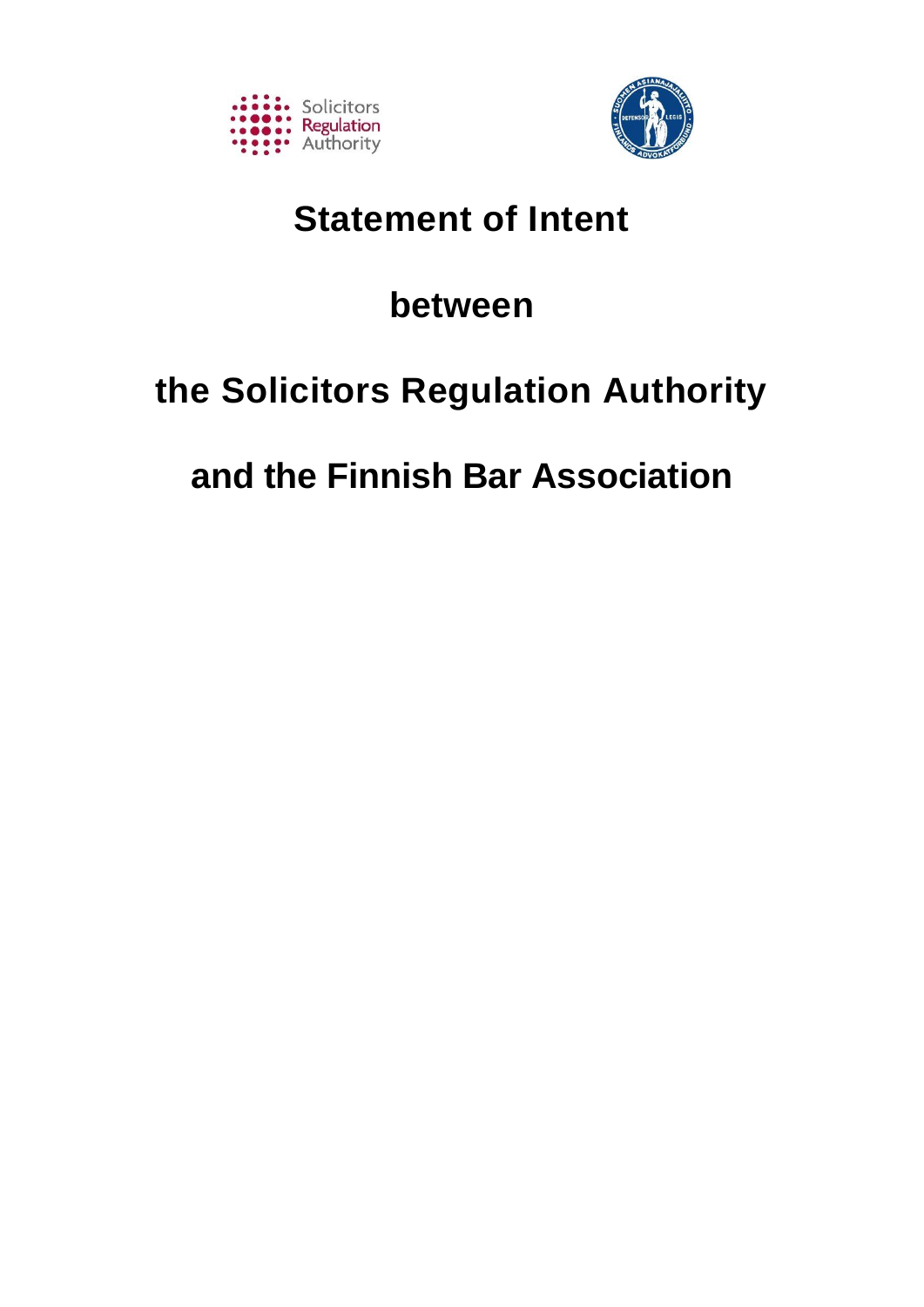# Statement of Intent

# between

# the Solicitors Regulation Authority

# and the Finnish Bar Association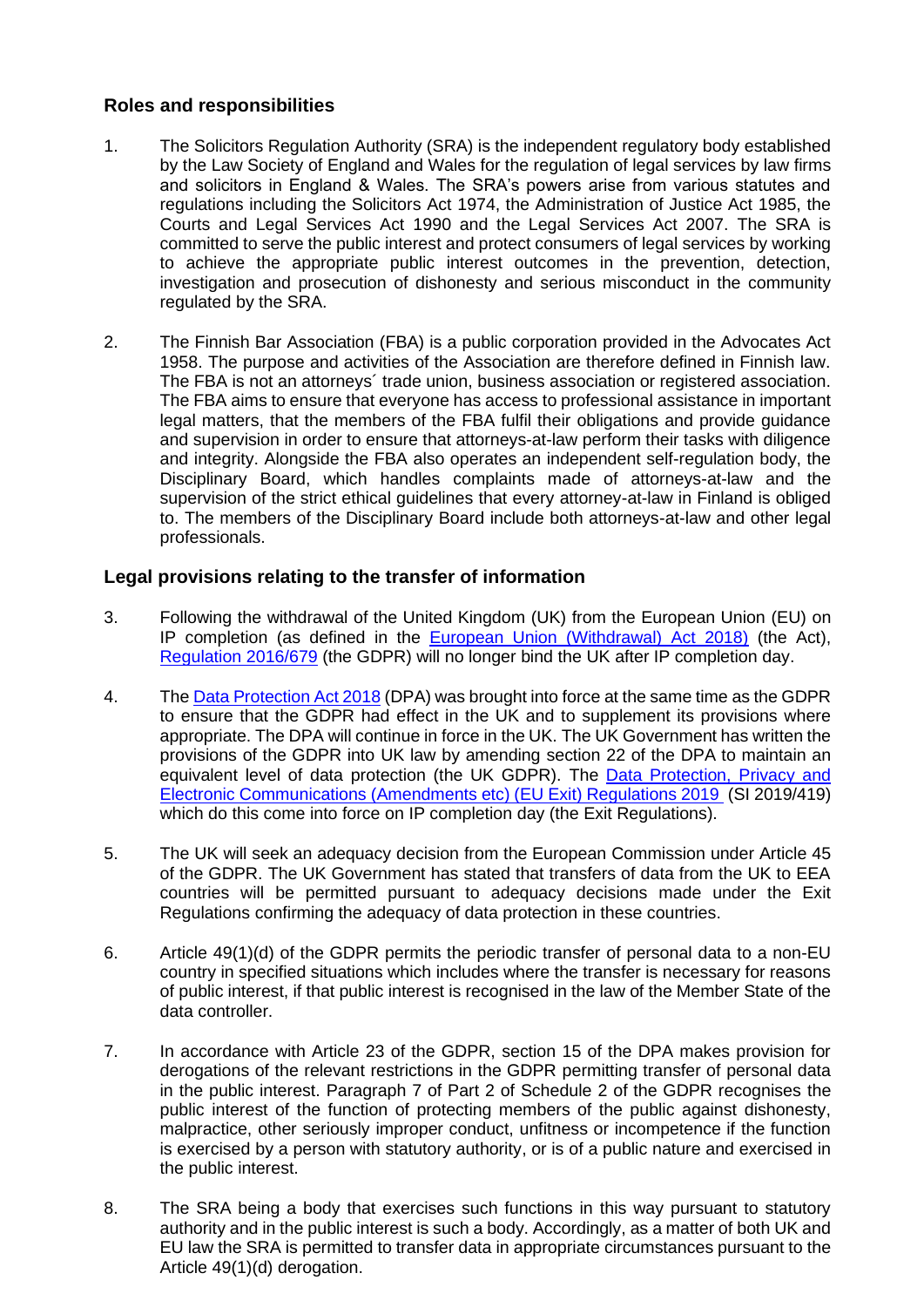## Roles and responsibilities

1. The Solicitors Regulation Authority (SRA) is the independent regulatory body established by the Law Society of England and Wales for the regulation of legal services by law firms and solicitors in England & Wales. The SRA's powers arise from various statutes and regulations including the Solicitors Act 1974, the Administration of Justice Act 1985, the Courts and Legal Services Act 1990 and the Legal Services Act 2007. The SRA is committed to serve the public interest and protect consumers of legal services by working to achieve the appropriate public interest outcomes in the prevention, detection, investigation and prosecution of dishonesty and serious misconduct in the community regulated by the SRA.

2. The Finnish Bar Association (FBA) is a public corporation provided in the Advocates Act 1958. The purpose and activities of the Association are therefore defined in Finnish law. The FBA is not an attorneys´ trade union, business association or registered association. The FBA aims to ensure that everyone has access to professional assistance in important legal matters, that the members of the FBA fulfil their obligations and provide guidance and supervision in order to ensure that attorneys-at-law perform their tasks with diligence and integrity. Alongside the FBA also operates an independent self-regulation body, the Disciplinary Board, which handles complaints made of attorneys-at-law and the supervision of the strict ethical guidelines that every attorney-at-law in Finland is obliged to. The members of the Disciplinary Board include both attorneys-at-law and other legal professionals.

## Legal provisions relating to the transfer of information

3. Following the withdrawal of the United Kingdom (UK) from the European Union (EU) on IP completion (as defined in the European Union (Withdrawal) Act 2018) (the Act), Regulation 2016/679 (the GDPR) will no longer bind the UK after IP completion day.

4. The Data Protection Act 2018 (DPA) was brought into force at the same time as the GDPR to ensure that the GDPR had effect in the UK and to supplement its provisions where appropriate. The DPA will continue in force in the UK. The UK Government has written the provisions of the GDPR into UK law by amending section 22 of the DPA to maintain an equivalent level of data protection (the UK GDPR). The Data Protection, Privacy and Electronic Communications (Amendments etc) (EU Exit) Regulations 2019 (SI 2019/419) which do this come into force on IP completion day (the Exit Regulations).

5. The UK will seek an adequacy decision from the European Commission under Article 45 of the GDPR. The UK Government has stated that transfers of data from the UK to EEA countries will be permitted pursuant to adequacy decisions made under the Exit Regulations confirming the adequacy of data protection in these countries.

6. Article 49(1)(d) of the GDPR permits the periodic transfer of personal data to a non-EU country in specified situations which includes where the transfer is necessary for reasons of public interest, if that public interest is recognised in the law of the Member State of the data controller.

7. In accordance with Article 23 of the GDPR, section 15 of the DPA makes provision for derogations of the relevant restrictions in the GDPR permitting transfer of personal data in the public interest. Paragraph 7 of Part 2 of Schedule 2 of the GDPR recognises the public interest of the function of protecting members of the public against dishonesty, malpractice, other seriously improper conduct, unfitness or incompetence if the function is exercised by a person with statutory authority, or is of a public nature and exercised in the public interest.

8. The SRA being a body that exercises such functions in this way pursuant to statutory authority and in the public interest is such a body. Accordingly, as a matter of both UK and EU law the SRA is permitted to transfer data in appropriate circumstances pursuant to the Article 49(1)(d) derogation.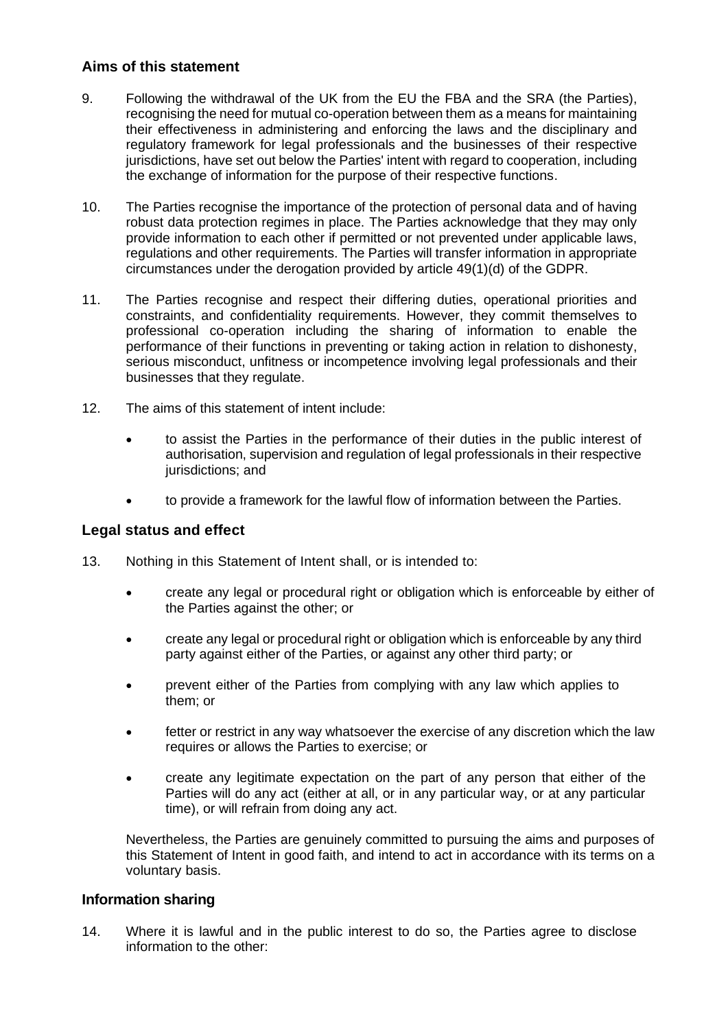## Aims of this statement

9. Following the withdrawal of the UK from the EU the FBA and the SRA (the Parties), recognising the need for mutual co-operation between them as a means for maintaining their effectiveness in administering and enforcing the laws and the disciplinary and regulatory framework for legal professionals and the businesses of their respective jurisdictions, have set out below the Parties' intent with regard to cooperation, including the exchange of information for the purpose of their respective functions.

10. The Parties recognise the importance of the protection of personal data and of having robust data protection regimes in place. The Parties acknowledge that they may only provide information to each other if permitted or not prevented under applicable laws, regulations and other requirements. The Parties will transfer information in appropriate circumstances under the derogation provided by article 49(1)(d) of the GDPR.

11. The Parties recognise and respect their differing duties, operational priorities and constraints, and confidentiality requirements. However, they commit themselves to professional co-operation including the sharing of information to enable the performance of their functions in preventing or taking action in relation to dishonesty, serious misconduct, unfitness or incompetence involving legal professionals and their businesses that they regulate.

12. The aims of this statement of intent include:

   - to assist the Parties in the performance of their duties in the public interest of authorisation, supervision and regulation of legal professionals in their respective jurisdictions; and
   - to provide a framework for the lawful flow of information between the Parties.

## Legal status and effect

13. Nothing in this Statement of Intent shall, or is intended to:

   - create any legal or procedural right or obligation which is enforceable by either of the Parties against the other; or
   - create any legal or procedural right or obligation which is enforceable by any third party against either of the Parties, or against any other third party; or
   - prevent either of the Parties from complying with any law which applies to them; or
   - fetter or restrict in any way whatsoever the exercise of any discretion which the law requires or allows the Parties to exercise; or
   - create any legitimate expectation on the part of any person that either of the Parties will do any act (either at all, or in any particular way, or at any particular time), or will refrain from doing any act.

   Nevertheless, the Parties are genuinely committed to pursuing the aims and purposes of this Statement of Intent in good faith, and intend to act in accordance with its terms on a voluntary basis.

## Information sharing

14. Where it is lawful and in the public interest to do so, the Parties agree to disclose information to the other: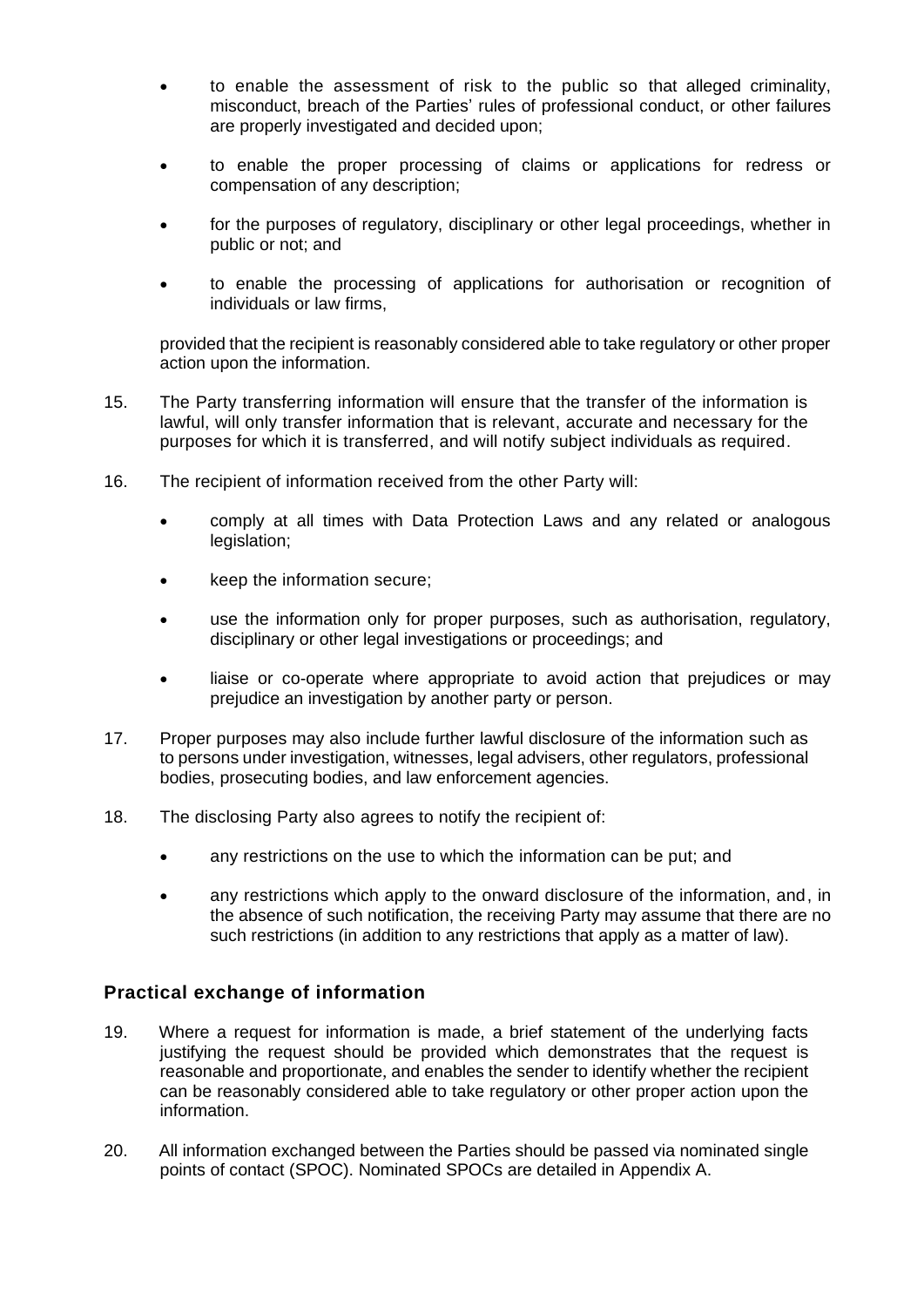- to enable the assessment of risk to the public so that alleged criminality, misconduct, breach of the Parties' rules of professional conduct, or other failures are properly investigated and decided upon;

- to enable the proper processing of claims or applications for redress or compensation of any description;

- for the purposes of regulatory, disciplinary or other legal proceedings, whether in public or not; and

- to enable the processing of applications for authorisation or recognition of individuals or law firms,

provided that the recipient is reasonably considered able to take regulatory or other proper action upon the information.

15. The Party transferring information will ensure that the transfer of the information is lawful, will only transfer information that is relevant, accurate and necessary for the purposes for which it is transferred, and will notify subject individuals as required.

16. The recipient of information received from the other Party will:

    - comply at all times with Data Protection Laws and any related or analogous legislation;

    - keep the information secure;

    - use the information only for proper purposes, such as authorisation, regulatory, disciplinary or other legal investigations or proceedings; and

    - liaise or co-operate where appropriate to avoid action that prejudices or may prejudice an investigation by another party or person.

17. Proper purposes may also include further lawful disclosure of the information such as to persons under investigation, witnesses, legal advisers, other regulators, professional bodies, prosecuting bodies, and law enforcement agencies.

18. The disclosing Party also agrees to notify the recipient of:

    - any restrictions on the use to which the information can be put; and

    - any restrictions which apply to the onward disclosure of the information, and, in the absence of such notification, the receiving Party may assume that there are no such restrictions (in addition to any restrictions that apply as a matter of law).

## Practical exchange of information

19. Where a request for information is made, a brief statement of the underlying facts justifying the request should be provided which demonstrates that the request is reasonable and proportionate, and enables the sender to identify whether the recipient can be reasonably considered able to take regulatory or other proper action upon the information.

20. All information exchanged between the Parties should be passed via nominated single points of contact (SPOC). Nominated SPOCs are detailed in Appendix A.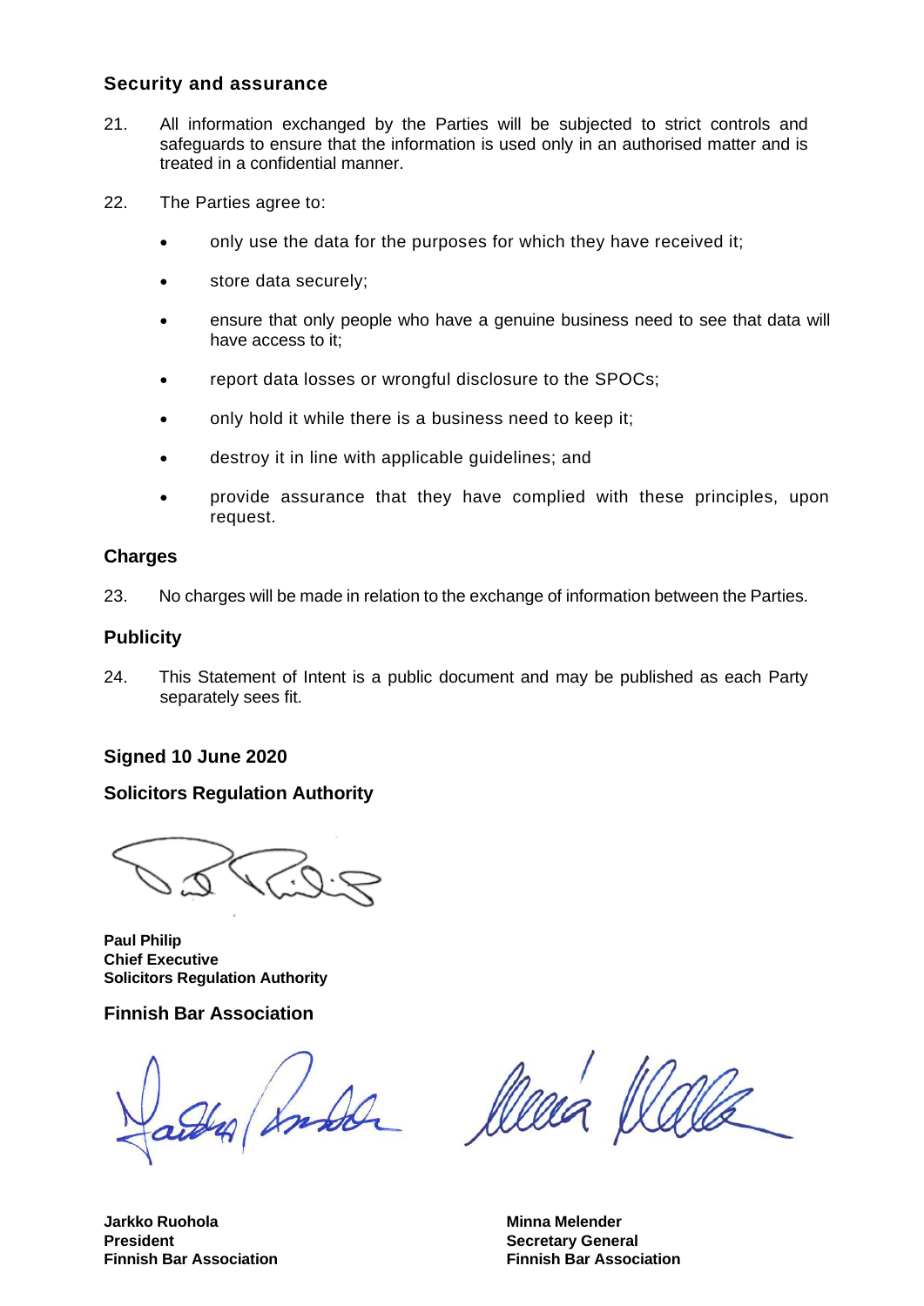## Security and assurance

21. All information exchanged by the Parties will be subjected to strict controls and safeguards to ensure that the information is used only in an authorised matter and is treated in a confidential manner.

22. The Parties agree to:

- only use the data for the purposes for which they have received it;
- store data securely;
- ensure that only people who have a genuine business need to see that data will have access to it;
- report data losses or wrongful disclosure to the SPOCs;
- only hold it while there is a business need to keep it;
- destroy it in line with applicable guidelines; and
- provide assurance that they have complied with these principles, upon request.

## Charges

23. No charges will be made in relation to the exchange of information between the Parties.

## Publicity

24. This Statement of Intent is a public document and may be published as each Party separately sees fit.

**Signed 10 June 2020**

**Solicitors Regulation Authority**

**Paul Philip**
**Chief Executive**
**Solicitors Regulation Authority**

**Finnish Bar Association**

**Jarkko Ruohola**
**President**
**Finnish Bar Association**

**Minna Melender**
**Secretary General**
**Finnish Bar Association**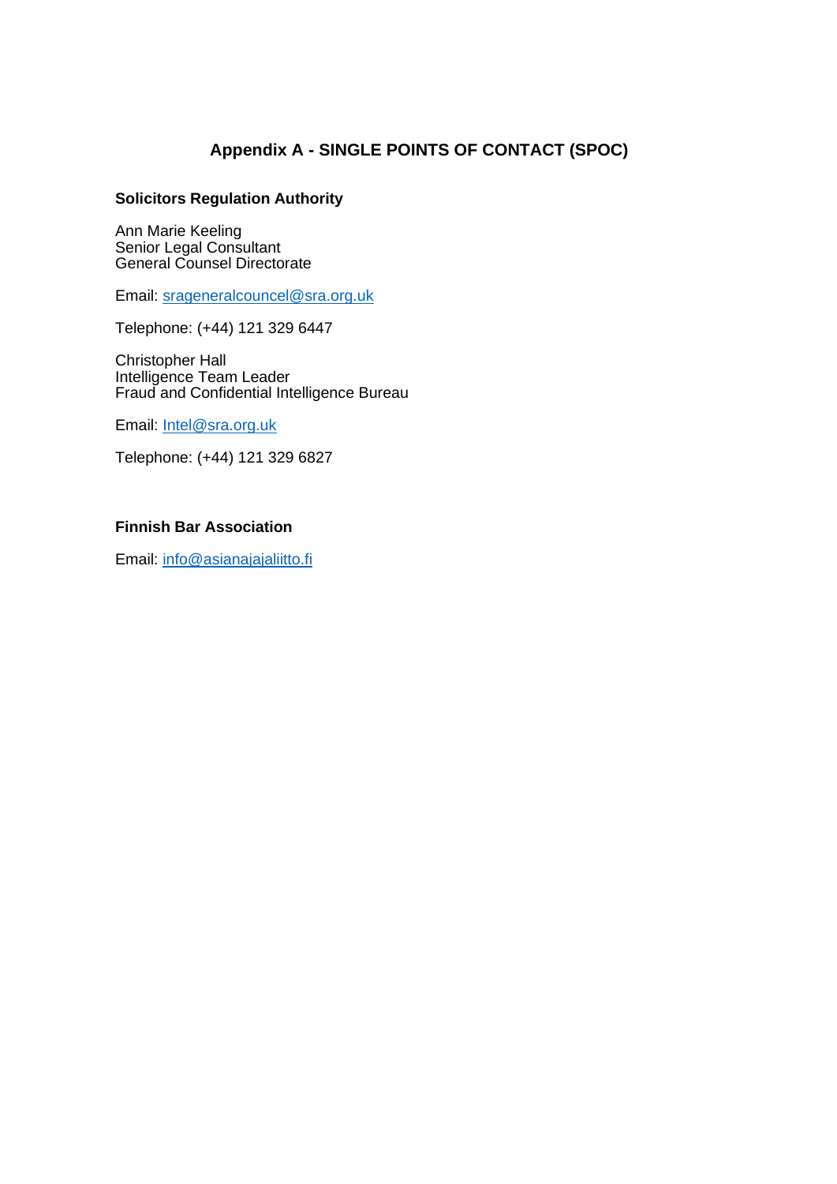## Appendix A - SINGLE POINTS OF CONTACT (SPOC)

**Solicitors Regulation Authority**

Ann Marie Keeling
Senior Legal Consultant
General Counsel Directorate

Email: sragenerlcouncel@sra.org.uk

Telephone: (+44) 121 329 6447

Christopher Hall
Intelligence Team Leader
Fraud and Confidential Intelligence Bureau

Email: Intel@sra.org.uk

Telephone: (+44) 121 329 6827

**Finnish Bar Association**

Email: info@asianajajaliitto.fi